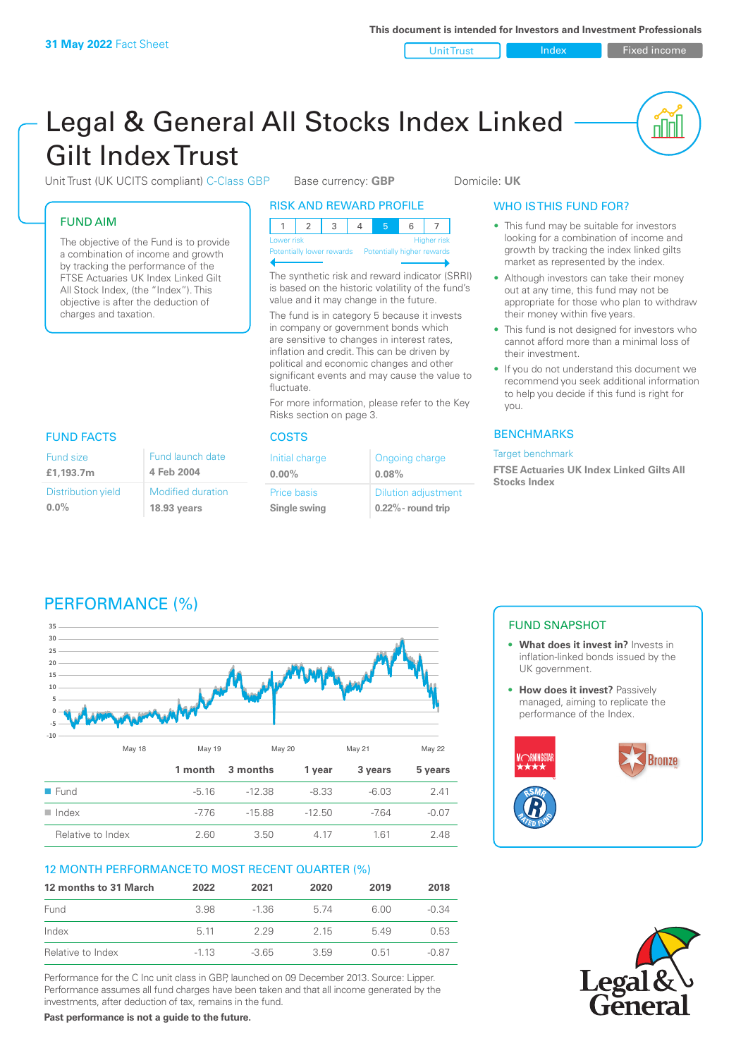**31 May 2022** Fact Sheet

This document is intended for Investors and Investment Professionals

Unit Trust | Index | Fixed income

# Legal & General All Stocks Index Linked Gilt Index Trust

Unit Trust (UK UCITS compliant) C-Class GBP  Base currency: **GBP**  Domicile: **UK**

## FUND AIM

The objective of the Fund is to provide a combination of income and growth by tracking the performance of the FTSE Actuaries UK Index Linked Gilt All Stock Index, (the "Index"). This objective is after the deduction of charges and taxation.

## RISK AND REWARD PROFILE

| 1 | 2 | 3 | 4 | **5** | 6 | 7 |
|---|---|---|---|---|---|---|

Lower risk — Higher risk
Potentially lower rewards — Potentially higher rewards

The synthetic risk and reward indicator (SRRI) is based on the historic volatility of the fund's value and it may change in the future.

The fund is in category 5 because it invests in company or government bonds which are sensitive to changes in interest rates, inflation and credit. This can be driven by political and economic changes and other significant events and may cause the value to fluctuate.

For more information, please refer to the Key Risks section on page 3.

## WHO IS THIS FUND FOR?

- This fund may be suitable for investors looking for a combination of income and growth by tracking the index linked gilts market as represented by the index.
- Although investors can take their money out at any time, this fund may not be appropriate for those who plan to withdraw their money within five years.
- This fund is not designed for investors who cannot afford more than a minimal loss of their investment.
- If you do not understand this document we recommend you seek additional information to help you decide if this fund is right for you.

## FUND FACTS

| Fund size | Fund launch date |
|---|---|
| **£1,193.7m** | **4 Feb 2004** |
| Distribution yield | Modified duration |
| **0.0%** | **18.93 years** |

## COSTS

| Initial charge | Ongoing charge |
|---|---|
| **0.00%** | **0.08%** |
| Price basis | Dilution adjustment |
| **Single swing** | **0.22%- round trip** |

## BENCHMARKS

Target benchmark

**FTSE Actuaries UK Index Linked Gilts All Stocks Index**

## PERFORMANCE (%)

| | 1 month | 3 months | 1 year | 3 years | 5 years |
|---|---|---|---|---|---|
| Fund | -5.16 | -12.38 | -8.33 | -6.03 | 2.41 |
| Index | -7.76 | -15.88 | -12.50 | -7.64 | -0.07 |
| Relative to Index | 2.60 | 3.50 | 4.17 | 1.61 | 2.48 |

## 12 MONTH PERFORMANCE TO MOST RECENT QUARTER (%)

| 12 months to 31 March | 2022 | 2021 | 2020 | 2019 | 2018 |
|---|---|---|---|---|---|
| Fund | 3.98 | -1.36 | 5.74 | 6.00 | -0.34 |
| Index | 5.11 | 2.29 | 2.15 | 5.49 | 0.53 |
| Relative to Index | -1.13 | -3.65 | 3.59 | 0.51 | -0.87 |

Performance for the C Inc unit class in GBP, launched on 09 December 2013. Source: Lipper. Performance assumes all fund charges have been taken and that all income generated by the investments, after deduction of tax, remains in the fund.

**Past performance is not a guide to the future.**

## FUND SNAPSHOT

- **What does it invest in?** Invests in inflation-linked bonds issued by the UK government.
- **How does it invest?** Passively managed, aiming to replicate the performance of the Index.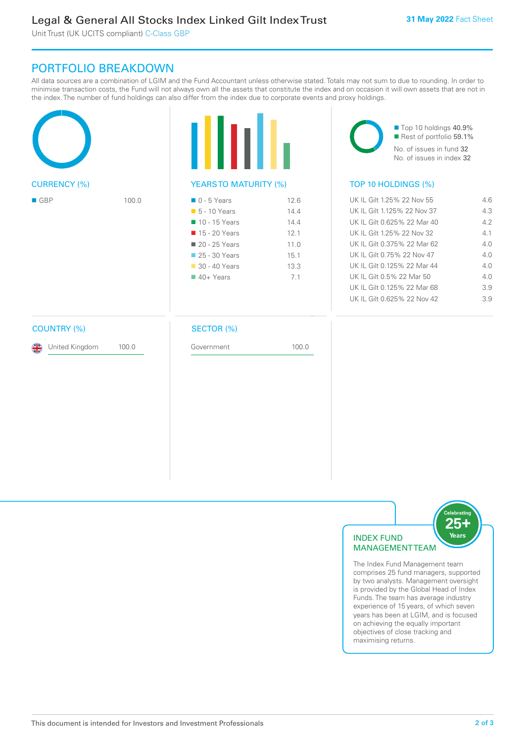Legal & General All Stocks Index Linked Gilt Index Trust

Unit Trust (UK UCITS compliant) C-Class GBP

31 May 2022 Fact Sheet

## PORTFOLIO BREAKDOWN

All data sources are a combination of LGIM and the Fund Accountant unless otherwise stated. Totals may not sum to due to rounding. In order to minimise transaction costs, the Fund will not always own all the assets that constitute the index and on occasion it will own assets that are not in the index. The number of fund holdings can also differ from the index due to corporate events and proxy holdings.

### CURRENCY (%)

| Currency | % |
|---|---|
| GBP | 100.0 |

### YEARS TO MATURITY (%)

| Years to maturity | % |
|---|---|
| 0 - 5 Years | 12.6 |
| 5 - 10 Years | 14.4 |
| 10 - 15 Years | 14.4 |
| 15 - 20 Years | 12.1 |
| 20 - 25 Years | 11.0 |
| 25 - 30 Years | 15.1 |
| 30 - 40 Years | 13.3 |
| 40+ Years | 7.1 |

Top 10 holdings 40.9%
Rest of portfolio 59.1%
No. of issues in fund 32
No. of issues in index 32

### TOP 10 HOLDINGS (%)

| Holding | % |
|---|---|
| UK IL Gilt 1.25% 22 Nov 55 | 4.6 |
| UK IL Gilt 1.125% 22 Nov 37 | 4.3 |
| UK IL Gilt 0.625% 22 Mar 40 | 4.2 |
| UK IL Gilt 1.25% 22 Nov 32 | 4.1 |
| UK IL Gilt 0.375% 22 Mar 62 | 4.0 |
| UK IL Gilt 0.75% 22 Nov 47 | 4.0 |
| UK IL Gilt 0.125% 22 Mar 44 | 4.0 |
| UK IL Gilt 0.5% 22 Mar 50 | 4.0 |
| UK IL Gilt 0.125% 22 Mar 68 | 3.9 |
| UK IL Gilt 0.625% 22 Nov 42 | 3.9 |

### COUNTRY (%)

| Country | % |
|---|---|
| United Kingdom | 100.0 |

### SECTOR (%)

| Sector | % |
|---|---|
| Government | 100.0 |

### INDEX FUND MANAGEMENT TEAM

Celebrating 25+ Years

The Index Fund Management team comprises 25 fund managers, supported by two analysts. Management oversight is provided by the Global Head of Index Funds. The team has average industry experience of 15 years, of which seven years has been at LGIM, and is focused on achieving the equally important objectives of close tracking and maximising returns.

This document is intended for Investors and Investment Professionals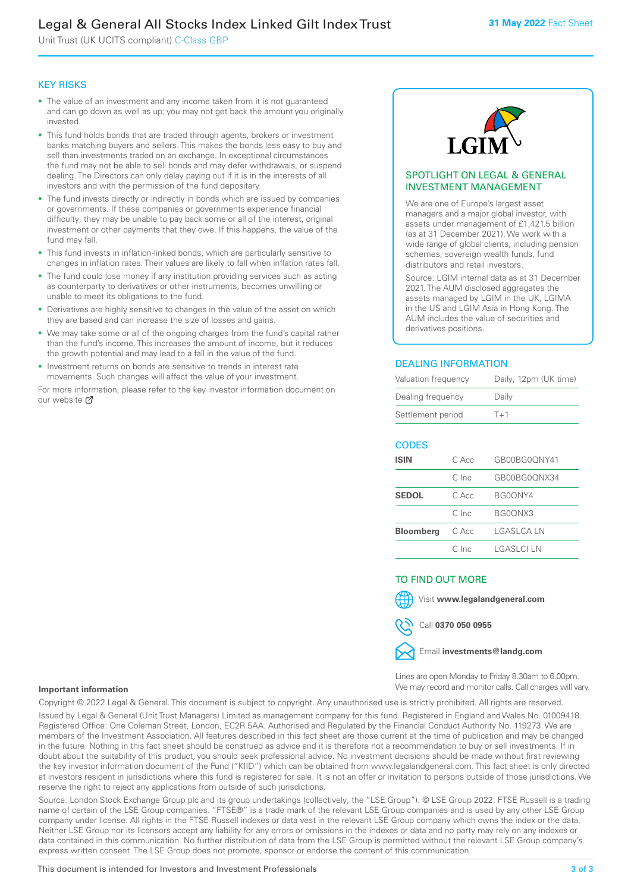# Legal & General All Stocks Index Linked Gilt Index Trust

Unit Trust (UK UCITS compliant) C-Class GBP

**31 May 2022** Fact Sheet

## KEY RISKS

- The value of an investment and any income taken from it is not guaranteed and can go down as well as up; you may not get back the amount you originally invested.
- This fund holds bonds that are traded through agents, brokers or investment banks matching buyers and sellers. This makes the bonds less easy to buy and sell than investments traded on an exchange. In exceptional circumstances the fund may not be able to sell bonds and may defer withdrawals, or suspend dealing. The Directors can only delay paying out if it is in the interests of all investors and with the permission of the fund depositary.
- The fund invests directly or indirectly in bonds which are issued by companies or governments. If these companies or governments experience financial difficulty, they may be unable to pay back some or all of the interest, original investment or other payments that they owe. If this happens, the value of the fund may fall.
- This fund invests in inflation-linked bonds, which are particularly sensitive to changes in inflation rates. Their values are likely to fall when inflation rates fall.
- The fund could lose money if any institution providing services such as acting as counterparty to derivatives or other instruments, becomes unwilling or unable to meet its obligations to the fund.
- Derivatives are highly sensitive to changes in the value of the asset on which they are based and can increase the size of losses and gains.
- We may take some or all of the ongoing charges from the fund's capital rather than the fund's income. This increases the amount of income, but it reduces the growth potential and may lead to a fall in the value of the fund.
- Investment returns on bonds are sensitive to trends in interest rate movements. Such changes will affect the value of your investment.

For more information, please refer to the key investor information document on our website

## SPOTLIGHT ON LEGAL & GENERAL INVESTMENT MANAGEMENT

We are one of Europe's largest asset managers and a major global investor, with assets under management of £1,421.5 billion (as at 31 December 2021). We work with a wide range of global clients, including pension schemes, sovereign wealth funds, fund distributors and retail investors.

Source: LGIM internal data as at 31 December 2021. The AUM disclosed aggregates the assets managed by LGIM in the UK, LGIMA in the US and LGIM Asia in Hong Kong. The AUM includes the value of securities and derivatives positions.

## DEALING INFORMATION

| | |
|---|---|
| Valuation frequency | Daily, 12pm (UK time) |
| Dealing frequency | Daily |
| Settlement period | T+1 |

## CODES

| | | |
|---|---|---|
| **ISIN** | C Acc | GB00BG0QNY41 |
| | C Inc | GB00BG0QNX34 |
| **SEDOL** | C Acc | BG0QNY4 |
| | C Inc | BG0QNX3 |
| **Bloomberg** | C Acc | LGASLCA LN |
| | C Inc | LGASLCI LN |

## TO FIND OUT MORE

Visit **www.legalandgeneral.com**

Call **0370 050 0955**

Email **investments@landg.com**

Lines are open Monday to Friday 8.30am to 6.00pm. We may record and monitor calls. Call charges will vary.

**Important information**

Copyright © 2022 Legal & General. This document is subject to copyright. Any unauthorised use is strictly prohibited. All rights are reserved.

Issued by Legal & General (Unit Trust Managers) Limited as management company for this fund. Registered in England and Wales No. 01009418. Registered Office: One Coleman Street, London, EC2R 5AA. Authorised and Regulated by the Financial Conduct Authority No. 119273. We are members of the Investment Association. All features described in this fact sheet are those current at the time of publication and may be changed in the future. Nothing in this fact sheet should be construed as advice and it is therefore not a recommendation to buy or sell investments. If in doubt about the suitability of this product, you should seek professional advice. No investment decisions should be made without first reviewing the key investor information document of the Fund ("KIID") which can be obtained from www.legalandgeneral.com. This fact sheet is only directed at investors resident in jurisdictions where this fund is registered for sale. It is not an offer or invitation to persons outside of those jurisdictions. We reserve the right to reject any applications from outside of such jurisdictions.

Source: London Stock Exchange Group plc and its group undertakings (collectively, the "LSE Group"). © LSE Group 2022. FTSE Russell is a trading name of certain of the LSE Group companies. "FTSE®" is a trade mark of the relevant LSE Group companies and is used by any other LSE Group company under license. All rights in the FTSE Russell indexes or data vest in the relevant LSE Group company which owns the index or the data. Neither LSE Group nor its licensors accept any liability for any errors or omissions in the indexes or data and no party may rely on any indexes or data contained in this communication. No further distribution of data from the LSE Group is permitted without the relevant LSE Group company's express written consent. The LSE Group does not promote, sponsor or endorse the content of this communication.

This document is intended for Investors and Investment Professionals